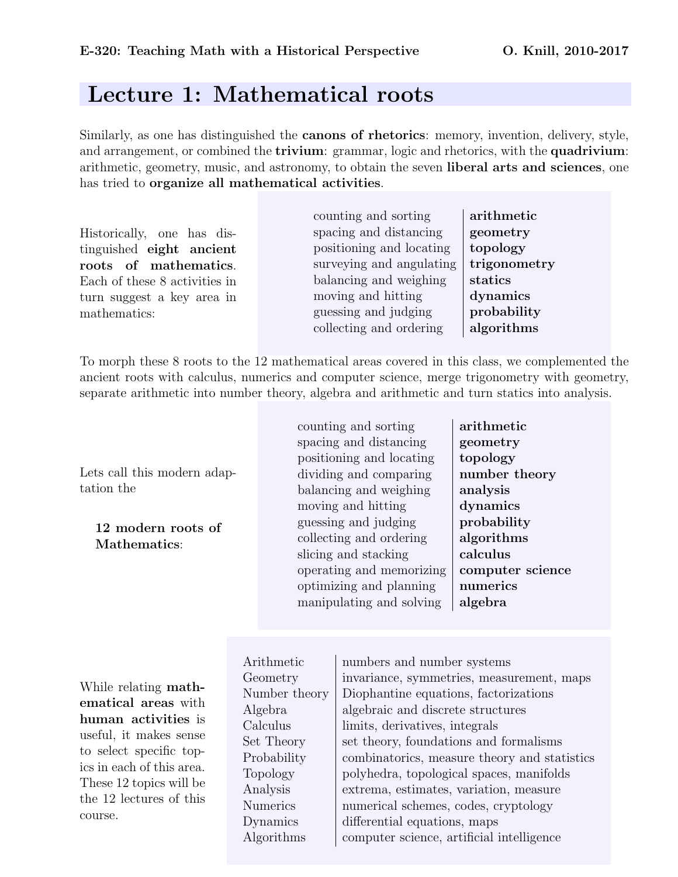# Lecture 1: Mathematical roots

Similarly, as one has distinguished the **canons of rhetorics**: memory, invention, delivery, style, and arrangement, or combined the **trivium**: grammar, logic and rhetorics, with the **quadrivium**: arithmetic, geometry, music, and astronomy, to obtain the seven **liberal arts and sciences**, one has tried to **organize all mathematical activities**.

Historically, one has distinguished **eight ancient roots of mathematics**. Each of these 8 activities in turn suggest a key area in mathematics:

| Activity | Area |
| --- | --- |
| counting and sorting | **arithmetic** |
| spacing and distancing | **geometry** |
| positioning and locating | **topology** |
| surveying and angulating | **trigonometry** |
| balancing and weighing | **statics** |
| moving and hitting | **dynamics** |
| guessing and judging | **probability** |
| collecting and ordering | **algorithms** |

To morph these 8 roots to the 12 mathematical areas covered in this class, we complemented the ancient roots with calculus, numerics and computer science, merge trigonometry with geometry, separate arithmetic into number theory, algebra and arithmetic and turn statics into analysis.

Lets call this modern adaptation the

**12 modern roots of Mathematics**:

| Activity | Area |
| --- | --- |
| counting and sorting | **arithmetic** |
| spacing and distancing | **geometry** |
| positioning and locating | **topology** |
| dividing and comparing | **number theory** |
| balancing and weighing | **analysis** |
| moving and hitting | **dynamics** |
| guessing and judging | **probability** |
| collecting and ordering | **algorithms** |
| slicing and stacking | **calculus** |
| operating and memorizing | **computer science** |
| optimizing and planning | **numerics** |
| manipulating and solving | **algebra** |

While relating **mathematical areas** with **human activities** is useful, it makes sense to select specific topics in each of this area. These 12 topics will be the 12 lectures of this course.

| Area | Topics |
| --- | --- |
| Arithmetic | numbers and number systems |
| Geometry | invariance, symmetries, measurement, maps |
| Number theory | Diophantine equations, factorizations |
| Algebra | algebraic and discrete structures |
| Calculus | limits, derivatives, integrals |
| Set Theory | set theory, foundations and formalisms |
| Probability | combinatorics, measure theory and statistics |
| Topology | polyhedra, topological spaces, manifolds |
| Analysis | extrema, estimates, variation, measure |
| Numerics | numerical schemes, codes, cryptology |
| Dynamics | differential equations, maps |
| Algorithms | computer science, artificial intelligence |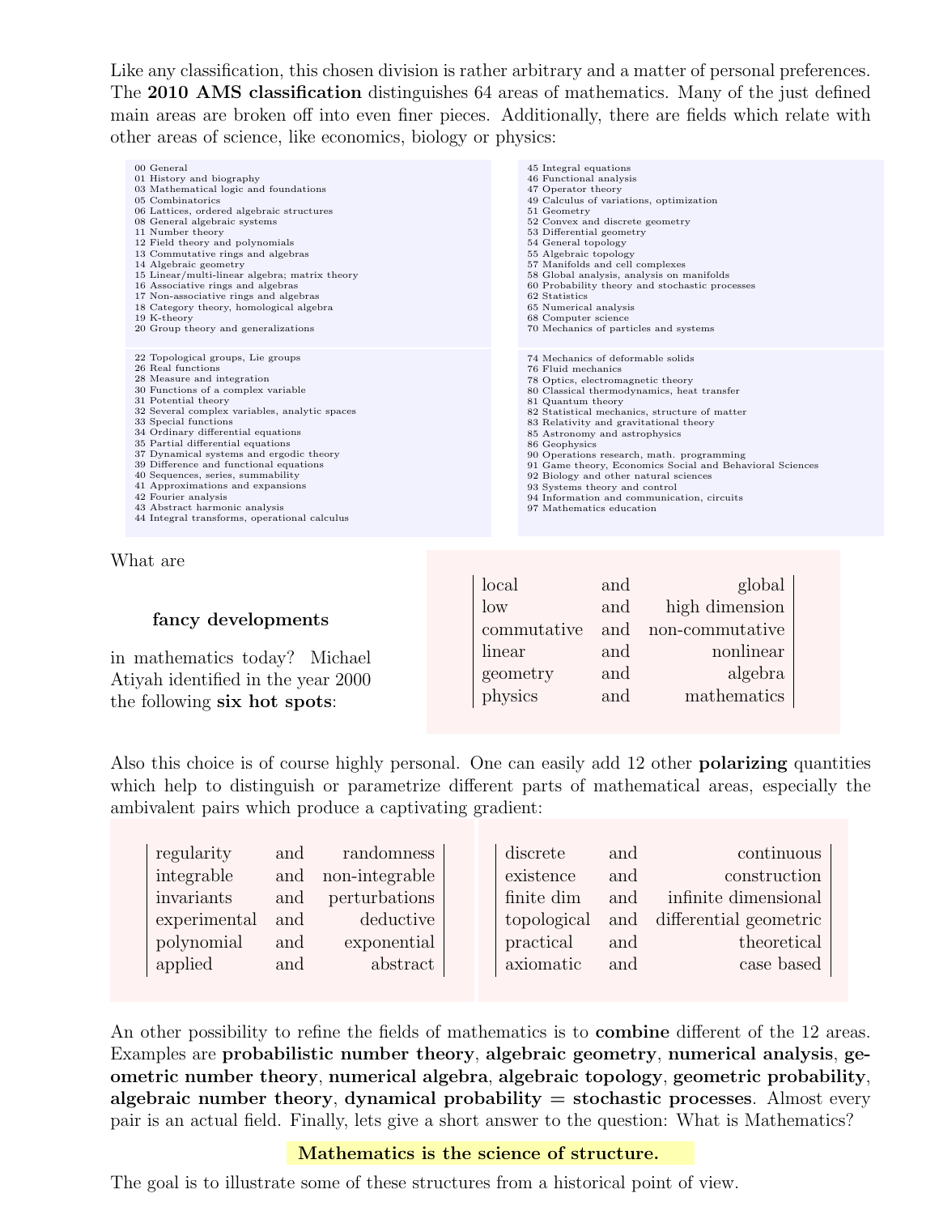Like any classification, this chosen division is rather arbitrary and a matter of personal preferences. The **2010 AMS classification** distinguishes 64 areas of mathematics. Many of the just defined main areas are broken off into even finer pieces. Additionally, there are fields which relate with other areas of science, like economics, biology or physics:

00 General
01 History and biography
03 Mathematical logic and foundations
05 Combinatorics
06 Lattices, ordered algebraic structures
08 General algebraic systems
11 Number theory
12 Field theory and polynomials
13 Commutative rings and algebras
14 Algebraic geometry
15 Linear/multi-linear algebra; matrix theory
16 Associative rings and algebras
17 Non-associative rings and algebras
18 Category theory, homological algebra
19 K-theory
20 Group theory and generalizations
22 Topological groups, Lie groups
26 Real functions
28 Measure and integration
30 Functions of a complex variable
31 Potential theory
32 Several complex variables, analytic spaces
33 Special functions
34 Ordinary differential equations
35 Partial differential equations
37 Dynamical systems and ergodic theory
39 Difference and functional equations
40 Sequences, series, summability
41 Approximations and expansions
42 Fourier analysis
43 Abstract harmonic analysis
44 Integral transforms, operational calculus
45 Integral equations
46 Functional analysis
47 Operator theory
49 Calculus of variations, optimization
51 Geometry
52 Convex and discrete geometry
53 Differential geometry
54 General topology
55 Algebraic topology
57 Manifolds and cell complexes
58 Global analysis, analysis on manifolds
60 Probability theory and stochastic processes
62 Statistics
65 Numerical analysis
68 Computer science
70 Mechanics of particles and systems
74 Mechanics of deformable solids
76 Fluid mechanics
78 Optics, electromagnetic theory
80 Classical thermodynamics, heat transfer
81 Quantum theory
82 Statistical mechanics, structure of matter
83 Relativity and gravitational theory
85 Astronomy and astrophysics
86 Geophysics
90 Operations research, math. programming
91 Game theory, Economics Social and Behavioral Sciences
92 Biology and other natural sciences
93 Systems theory and control
94 Information and communication, circuits
97 Mathematics education

What are

**fancy developments**

in mathematics today? Michael Atiyah identified in the year 2000 the following **six hot spots**:

| | | |
|---|---|---|
| local | and | global |
| low | and | high dimension |
| commutative | and | non-commutative |
| linear | and | nonlinear |
| geometry | and | algebra |
| physics | and | mathematics |

Also this choice is of course highly personal. One can easily add 12 other **polarizing** quantities which help to distinguish or parametrize different parts of mathematical areas, especially the ambivalent pairs which produce a captivating gradient:

| | | |
|---|---|---|
| regularity | and | randomness |
| integrable | and | non-integrable |
| invariants | and | perturbations |
| experimental | and | deductive |
| polynomial | and | exponential |
| applied | and | abstract |
| discrete | and | continuous |
| existence | and | construction |
| finite dim | and | infinite dimensional |
| topological | and | differential geometric |
| practical | and | theoretical |
| axiomatic | and | case based |

An other possibility to refine the fields of mathematics is to **combine** different of the 12 areas. Examples are **probabilistic number theory**, **algebraic geometry**, **numerical analysis**, **geometric number theory**, **numerical algebra**, **algebraic topology**, **geometric probability**, **algebraic number theory**, **dynamical probability = stochastic processes**. Almost every pair is an actual field. Finally, lets give a short answer to the question: What is Mathematics?

**Mathematics is the science of structure.**

The goal is to illustrate some of these structures from a historical point of view.